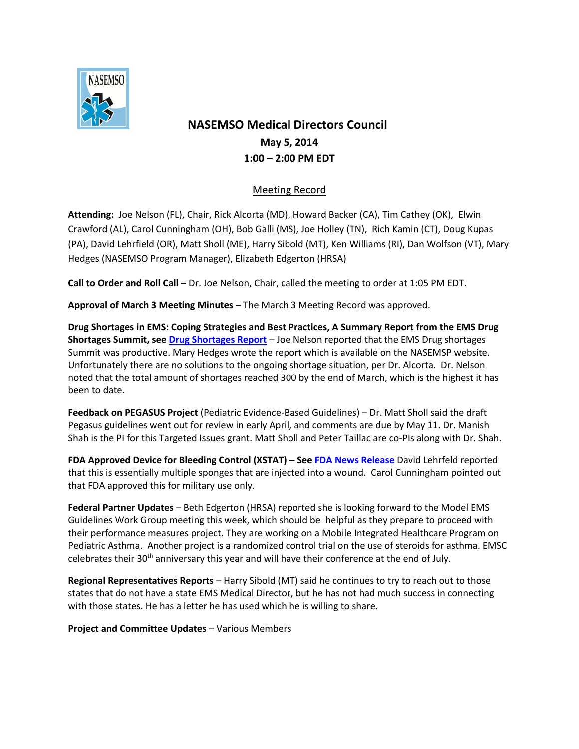# NASEMSO Medical Directors Council

**May 5, 2014**

**1:00 – 2:00 PM EDT**

## Meeting Record

**Attending:** Joe Nelson (FL), Chair, Rick Alcorta (MD), Howard Backer (CA), Tim Cathey (OK), Elwin Crawford (AL), Carol Cunningham (OH), Bob Galli (MS), Joe Holley (TN), Rich Kamin (CT), Doug Kupas (PA), David Lehrfield (OR), Matt Sholl (ME), Harry Sibold (MT), Ken Williams (RI), Dan Wolfson (VT), Mary Hedges (NASEMSO Program Manager), Elizabeth Edgerton (HRSA)

**Call to Order and Roll Call** – Dr. Joe Nelson, Chair, called the meeting to order at 1:05 PM EDT.

**Approval of March 3 Meeting Minutes** – The March 3 Meeting Record was approved.

**Drug Shortages in EMS: Coping Strategies and Best Practices, A Summary Report from the EMS Drug Shortages Summit, see Drug Shortages Report** – Joe Nelson reported that the EMS Drug shortages Summit was productive. Mary Hedges wrote the report which is available on the NASEMSP website. Unfortunately there are no solutions to the ongoing shortage situation, per Dr. Alcorta. Dr. Nelson noted that the total amount of shortages reached 300 by the end of March, which is the highest it has been to date.

**Feedback on PEGASUS Project** (Pediatric Evidence-Based Guidelines) – Dr. Matt Sholl said the draft Pegasus guidelines went out for review in early April, and comments are due by May 11. Dr. Manish Shah is the PI for this Targeted Issues grant. Matt Sholl and Peter Taillac are co-PIs along with Dr. Shah.

**FDA Approved Device for Bleeding Control (XSTAT) – See FDA News Release** David Lehrfeld reported that this is essentially multiple sponges that are injected into a wound. Carol Cunningham pointed out that FDA approved this for military use only.

**Federal Partner Updates** – Beth Edgerton (HRSA) reported she is looking forward to the Model EMS Guidelines Work Group meeting this week, which should be helpful as they prepare to proceed with their performance measures project. They are working on a Mobile Integrated Healthcare Program on Pediatric Asthma. Another project is a randomized control trial on the use of steroids for asthma. EMSC celebrates their 30th anniversary this year and will have their conference at the end of July.

**Regional Representatives Reports** – Harry Sibold (MT) said he continues to try to reach out to those states that do not have a state EMS Medical Director, but he has not had much success in connecting with those states. He has a letter he has used which he is willing to share.

**Project and Committee Updates** – Various Members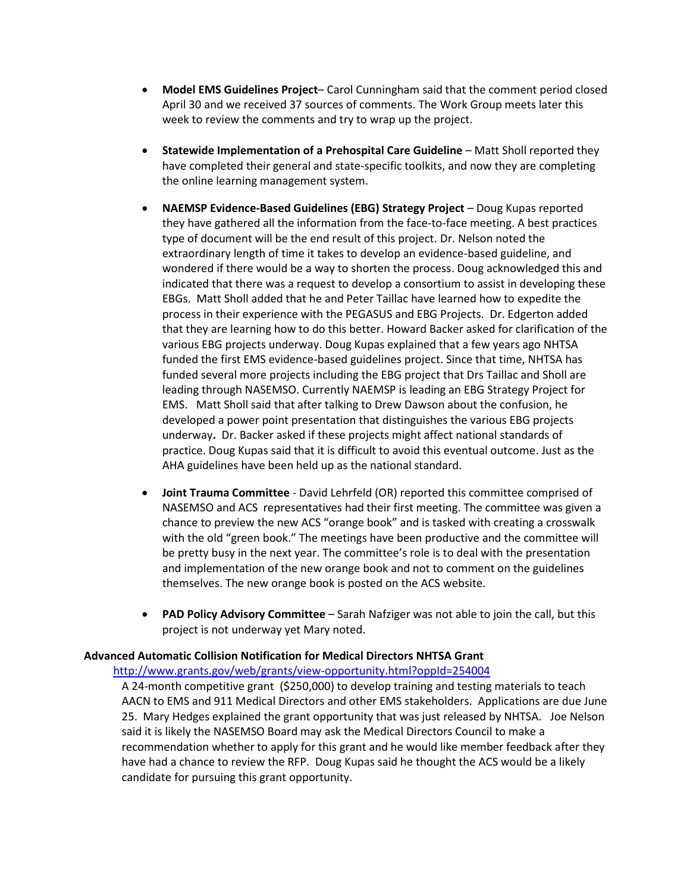- **Model EMS Guidelines Project**– Carol Cunningham said that the comment period closed April 30 and we received 37 sources of comments. The Work Group meets later this week to review the comments and try to wrap up the project.

- **Statewide Implementation of a Prehospital Care Guideline** – Matt Sholl reported they have completed their general and state-specific toolkits, and now they are completing the online learning management system.

- **NAEMSP Evidence-Based Guidelines (EBG) Strategy Project** – Doug Kupas reported they have gathered all the information from the face-to-face meeting. A best practices type of document will be the end result of this project. Dr. Nelson noted the extraordinary length of time it takes to develop an evidence-based guideline, and wondered if there would be a way to shorten the process. Doug acknowledged this and indicated that there was a request to develop a consortium to assist in developing these EBGs. Matt Sholl added that he and Peter Taillac have learned how to expedite the process in their experience with the PEGASUS and EBG Projects. Dr. Edgerton added that they are learning how to do this better. Howard Backer asked for clarification of the various EBG projects underway. Doug Kupas explained that a few years ago NHTSA funded the first EMS evidence-based guidelines project. Since that time, NHTSA has funded several more projects including the EBG project that Drs Taillac and Sholl are leading through NASEMSO. Currently NAEMSP is leading an EBG Strategy Project for EMS. Matt Sholl said that after talking to Drew Dawson about the confusion, he developed a power point presentation that distinguishes the various EBG projects underway**.** Dr. Backer asked if these projects might affect national standards of practice. Doug Kupas said that it is difficult to avoid this eventual outcome. Just as the AHA guidelines have been held up as the national standard.

- **Joint Trauma Committee** - David Lehrfeld (OR) reported this committee comprised of NASEMSO and ACS representatives had their first meeting. The committee was given a chance to preview the new ACS "orange book" and is tasked with creating a crosswalk with the old "green book." The meetings have been productive and the committee will be pretty busy in the next year. The committee's role is to deal with the presentation and implementation of the new orange book and not to comment on the guidelines themselves. The new orange book is posted on the ACS website.

- **PAD Policy Advisory Committee** – Sarah Nafziger was not able to join the call, but this project is not underway yet Mary noted.

**Advanced Automatic Collision Notification for Medical Directors NHTSA Grant**

http://www.grants.gov/web/grants/view-opportunity.html?oppId=254004

A 24-month competitive grant ($250,000) to develop training and testing materials to teach AACN to EMS and 911 Medical Directors and other EMS stakeholders. Applications are due June 25. Mary Hedges explained the grant opportunity that was just released by NHTSA. Joe Nelson said it is likely the NASEMSO Board may ask the Medical Directors Council to make a recommendation whether to apply for this grant and he would like member feedback after they have had a chance to review the RFP. Doug Kupas said he thought the ACS would be a likely candidate for pursuing this grant opportunity.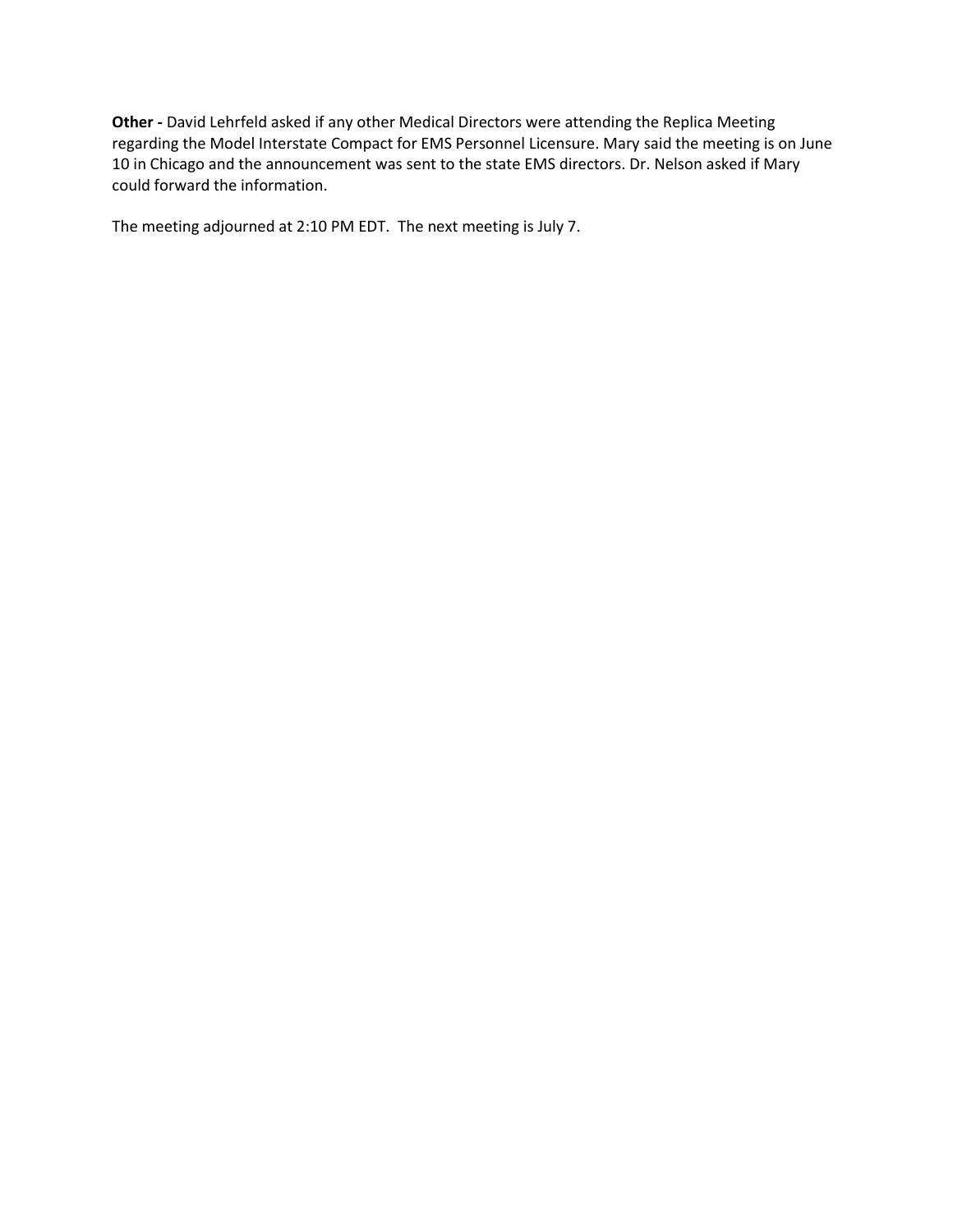**Other -** David Lehrfeld asked if any other Medical Directors were attending the Replica Meeting regarding the Model Interstate Compact for EMS Personnel Licensure. Mary said the meeting is on June 10 in Chicago and the announcement was sent to the state EMS directors. Dr. Nelson asked if Mary could forward the information.

The meeting adjourned at 2:10 PM EDT. The next meeting is July 7.